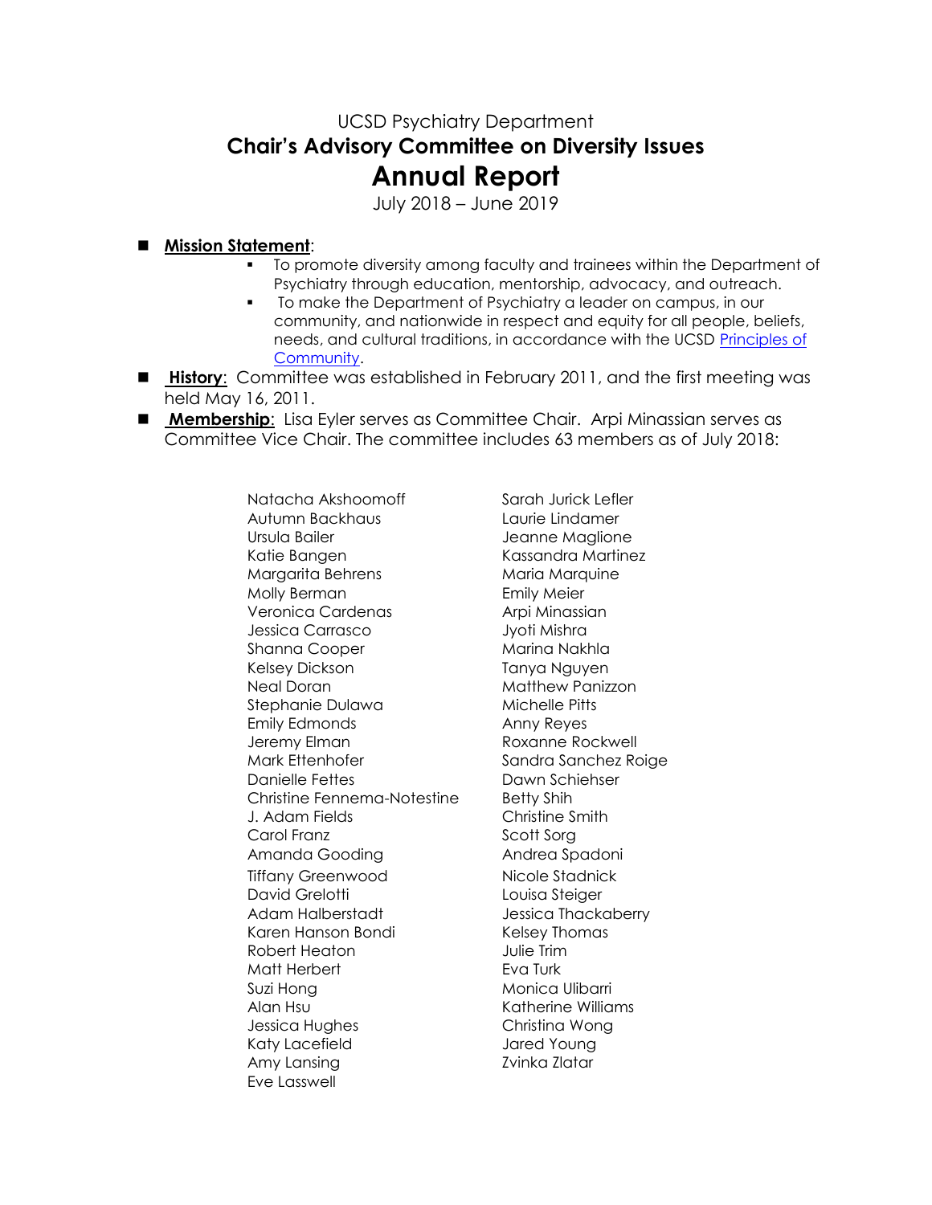UCSD Psychiatry Department

## Chair's Advisory Committee on Diversity Issues

# Annual Report

July 2018 – June 2019

- **Mission Statement**:
  - To promote diversity among faculty and trainees within the Department of Psychiatry through education, mentorship, advocacy, and outreach.
  - To make the Department of Psychiatry a leader on campus, in our community, and nationwide in respect and equity for all people, beliefs, needs, and cultural traditions, in accordance with the UCSD Principles of Community.
- **History**: Committee was established in February 2011, and the first meeting was held May 16, 2011.
- **Membership**: Lisa Eyler serves as Committee Chair. Arpi Minassian serves as Committee Vice Chair. The committee includes 63 members as of July 2018:

Natacha Akshoomoff
Autumn Backhaus
Ursula Bailer
Katie Bangen
Margarita Behrens
Molly Berman
Veronica Cardenas
Jessica Carrasco
Shanna Cooper
Kelsey Dickson
Neal Doran
Stephanie Dulawa
Emily Edmonds
Jeremy Elman
Mark Ettenhofer
Danielle Fettes
Christine Fennema-Notestine
J. Adam Fields
Carol Franz
Amanda Gooding
Tiffany Greenwood
David Grelotti
Adam Halberstadt
Karen Hanson Bondi
Robert Heaton
Matt Herbert
Suzi Hong
Alan Hsu
Jessica Hughes
Katy Lacefield
Amy Lansing
Eve Lasswell
Sarah Jurick Lefler
Laurie Lindamer
Jeanne Maglione
Kassandra Martinez
Maria Marquine
Emily Meier
Arpi Minassian
Jyoti Mishra
Marina Nakhla
Tanya Nguyen
Matthew Panizzon
Michelle Pitts
Anny Reyes
Roxanne Rockwell
Sandra Sanchez Roige
Dawn Schiehser
Betty Shih
Christine Smith
Scott Sorg
Andrea Spadoni
Nicole Stadnick
Louisa Steiger
Jessica Thackaberry
Kelsey Thomas
Julie Trim
Eva Turk
Monica Ulibarri
Katherine Williams
Christina Wong
Jared Young
Zvinka Zlatar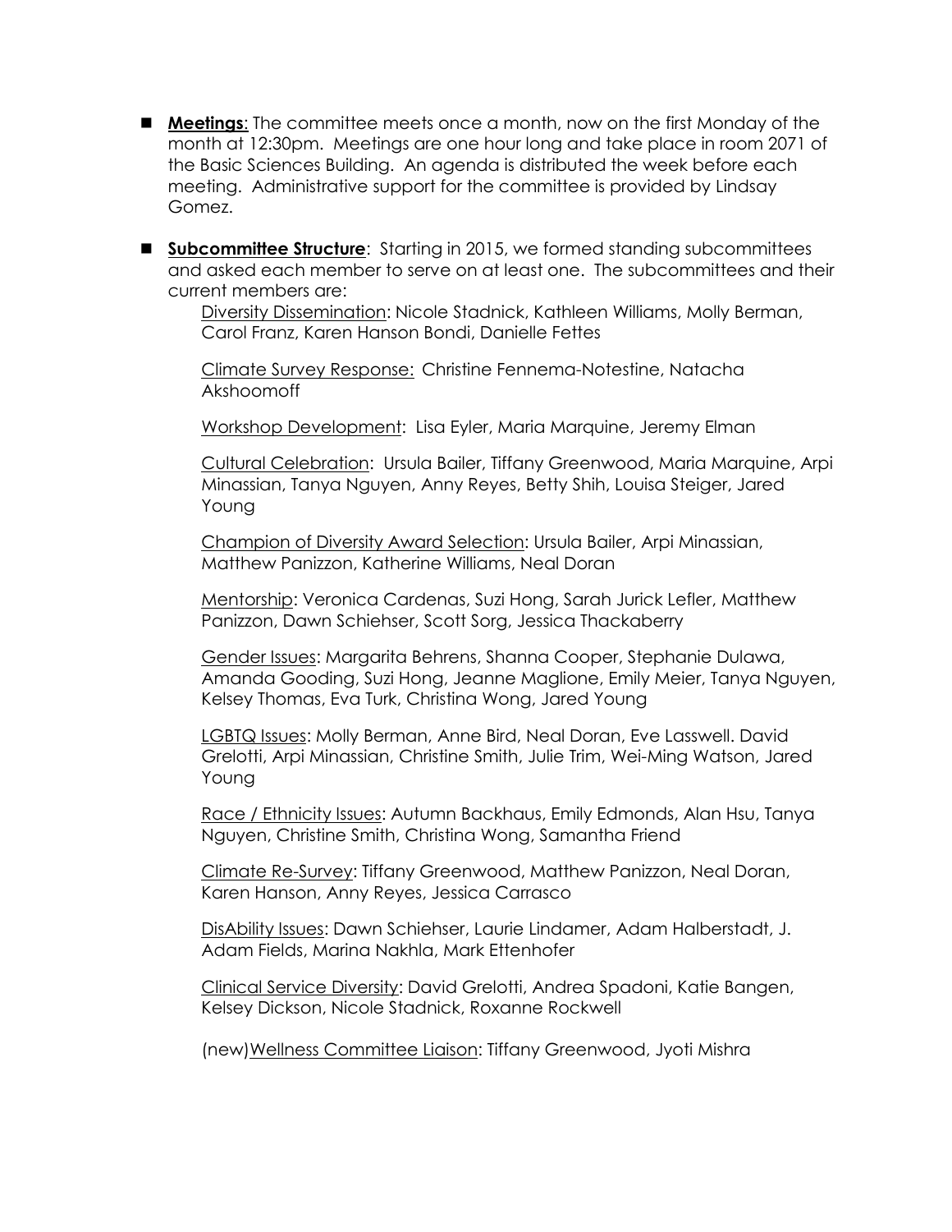- **Meetings**: The committee meets once a month, now on the first Monday of the month at 12:30pm. Meetings are one hour long and take place in room 2071 of the Basic Sciences Building. An agenda is distributed the week before each meeting. Administrative support for the committee is provided by Lindsay Gomez.

- **Subcommittee Structure**: Starting in 2015, we formed standing subcommittees and asked each member to serve on at least one. The subcommittees and their current members are:

  Diversity Dissemination: Nicole Stadnick, Kathleen Williams, Molly Berman, Carol Franz, Karen Hanson Bondi, Danielle Fettes

  Climate Survey Response: Christine Fennema-Notestine, Natacha Akshoomoff

  Workshop Development: Lisa Eyler, Maria Marquine, Jeremy Elman

  Cultural Celebration: Ursula Bailer, Tiffany Greenwood, Maria Marquine, Arpi Minassian, Tanya Nguyen, Anny Reyes, Betty Shih, Louisa Steiger, Jared Young

  Champion of Diversity Award Selection: Ursula Bailer, Arpi Minassian, Matthew Panizzon, Katherine Williams, Neal Doran

  Mentorship: Veronica Cardenas, Suzi Hong, Sarah Jurick Lefler, Matthew Panizzon, Dawn Schiehser, Scott Sorg, Jessica Thackaberry

  Gender Issues: Margarita Behrens, Shanna Cooper, Stephanie Dulawa, Amanda Gooding, Suzi Hong, Jeanne Maglione, Emily Meier, Tanya Nguyen, Kelsey Thomas, Eva Turk, Christina Wong, Jared Young

  LGBTQ Issues: Molly Berman, Anne Bird, Neal Doran, Eve Lasswell. David Grelotti, Arpi Minassian, Christine Smith, Julie Trim, Wei-Ming Watson, Jared Young

  Race / Ethnicity Issues: Autumn Backhaus, Emily Edmonds, Alan Hsu, Tanya Nguyen, Christine Smith, Christina Wong, Samantha Friend

  Climate Re-Survey: Tiffany Greenwood, Matthew Panizzon, Neal Doran, Karen Hanson, Anny Reyes, Jessica Carrasco

  DisAbility Issues: Dawn Schiehser, Laurie Lindamer, Adam Halberstadt, J. Adam Fields, Marina Nakhla, Mark Ettenhofer

  Clinical Service Diversity: David Grelotti, Andrea Spadoni, Katie Bangen, Kelsey Dickson, Nicole Stadnick, Roxanne Rockwell

  (new)Wellness Committee Liaison: Tiffany Greenwood, Jyoti Mishra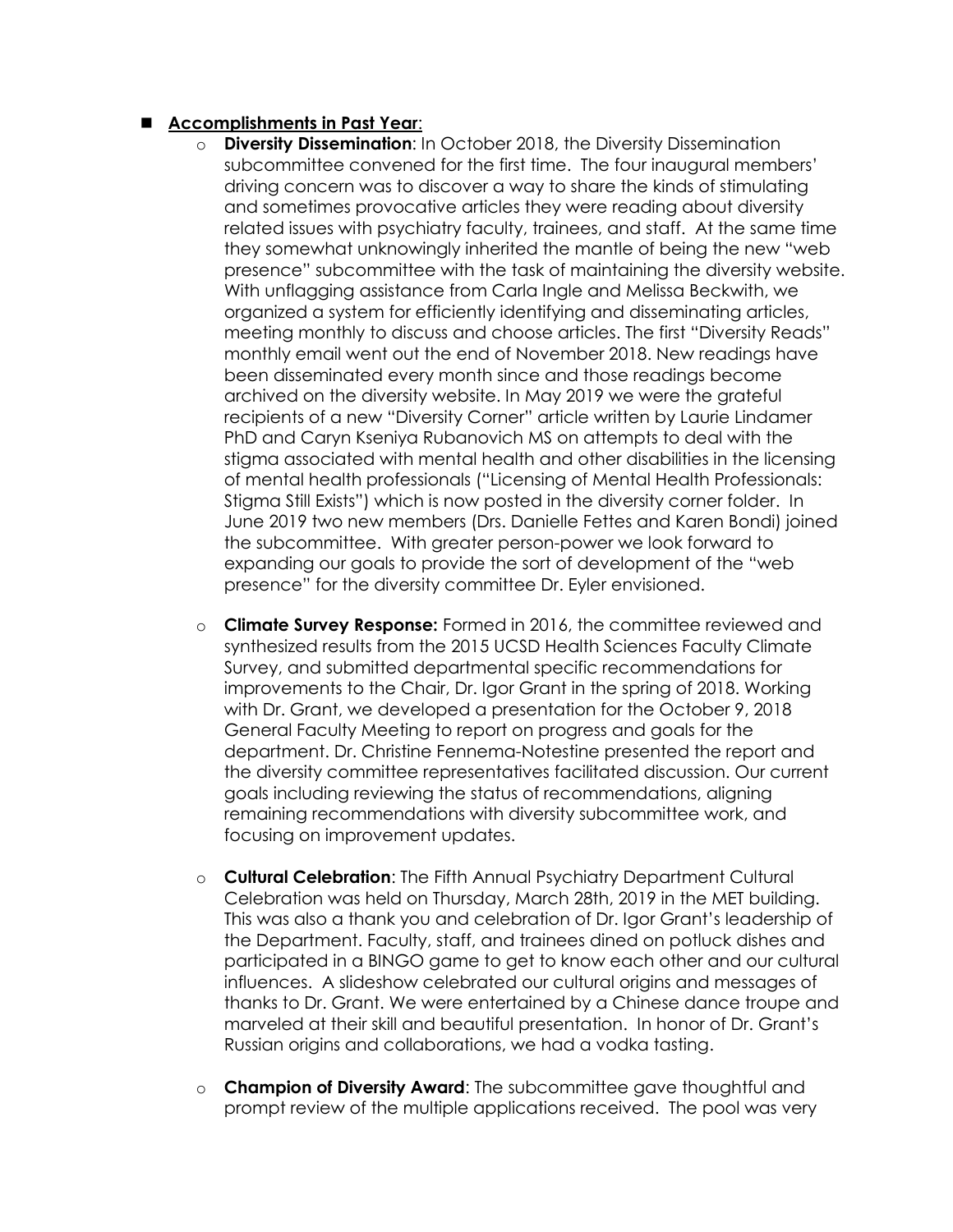- **Accomplishments in Past Year**:
  - **Diversity Dissemination**: In October 2018, the Diversity Dissemination subcommittee convened for the first time. The four inaugural members' driving concern was to discover a way to share the kinds of stimulating and sometimes provocative articles they were reading about diversity related issues with psychiatry faculty, trainees, and staff. At the same time they somewhat unknowingly inherited the mantle of being the new "web presence" subcommittee with the task of maintaining the diversity website. With unflagging assistance from Carla Ingle and Melissa Beckwith, we organized a system for efficiently identifying and disseminating articles, meeting monthly to discuss and choose articles. The first "Diversity Reads" monthly email went out the end of November 2018. New readings have been disseminated every month since and those readings become archived on the diversity website. In May 2019 we were the grateful recipients of a new "Diversity Corner" article written by Laurie Lindamer PhD and Caryn Kseniya Rubanovich MS on attempts to deal with the stigma associated with mental health and other disabilities in the licensing of mental health professionals ("Licensing of Mental Health Professionals: Stigma Still Exists") which is now posted in the diversity corner folder. In June 2019 two new members (Drs. Danielle Fettes and Karen Bondi) joined the subcommittee. With greater person-power we look forward to expanding our goals to provide the sort of development of the "web presence" for the diversity committee Dr. Eyler envisioned.

  - **Climate Survey Response:** Formed in 2016, the committee reviewed and synthesized results from the 2015 UCSD Health Sciences Faculty Climate Survey, and submitted departmental specific recommendations for improvements to the Chair, Dr. Igor Grant in the spring of 2018. Working with Dr. Grant, we developed a presentation for the October 9, 2018 General Faculty Meeting to report on progress and goals for the department. Dr. Christine Fennema-Notestine presented the report and the diversity committee representatives facilitated discussion. Our current goals including reviewing the status of recommendations, aligning remaining recommendations with diversity subcommittee work, and focusing on improvement updates.

  - **Cultural Celebration**: The Fifth Annual Psychiatry Department Cultural Celebration was held on Thursday, March 28th, 2019 in the MET building. This was also a thank you and celebration of Dr. Igor Grant's leadership of the Department. Faculty, staff, and trainees dined on potluck dishes and participated in a BINGO game to get to know each other and our cultural influences. A slideshow celebrated our cultural origins and messages of thanks to Dr. Grant. We were entertained by a Chinese dance troupe and marveled at their skill and beautiful presentation. In honor of Dr. Grant's Russian origins and collaborations, we had a vodka tasting.

  - **Champion of Diversity Award**: The subcommittee gave thoughtful and prompt review of the multiple applications received. The pool was very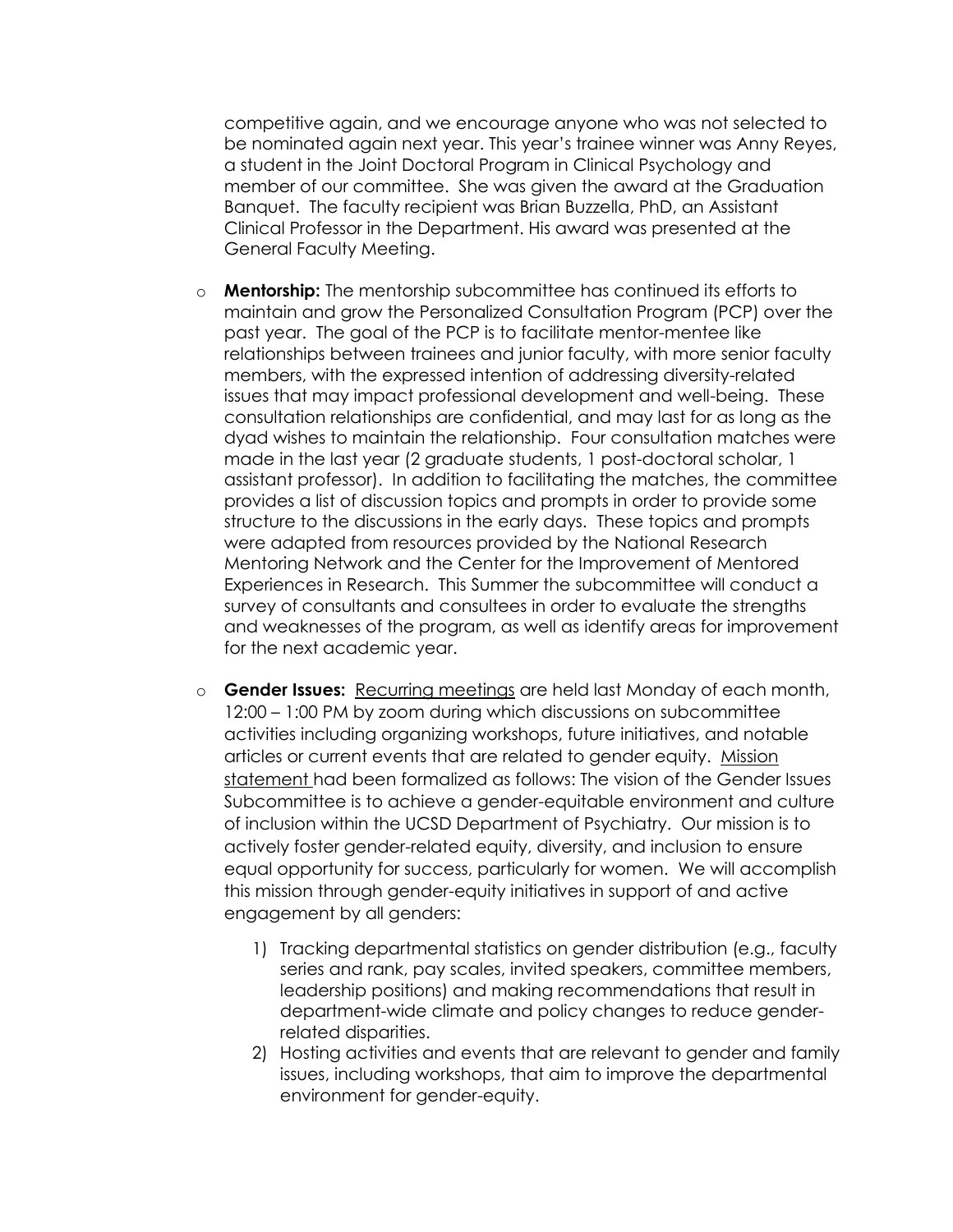competitive again, and we encourage anyone who was not selected to be nominated again next year. This year's trainee winner was Anny Reyes, a student in the Joint Doctoral Program in Clinical Psychology and member of our committee. She was given the award at the Graduation Banquet. The faculty recipient was Brian Buzzella, PhD, an Assistant Clinical Professor in the Department. His award was presented at the General Faculty Meeting.

- **Mentorship:** The mentorship subcommittee has continued its efforts to maintain and grow the Personalized Consultation Program (PCP) over the past year. The goal of the PCP is to facilitate mentor-mentee like relationships between trainees and junior faculty, with more senior faculty members, with the expressed intention of addressing diversity-related issues that may impact professional development and well-being. These consultation relationships are confidential, and may last for as long as the dyad wishes to maintain the relationship. Four consultation matches were made in the last year (2 graduate students, 1 post-doctoral scholar, 1 assistant professor). In addition to facilitating the matches, the committee provides a list of discussion topics and prompts in order to provide some structure to the discussions in the early days. These topics and prompts were adapted from resources provided by the National Research Mentoring Network and the Center for the Improvement of Mentored Experiences in Research. This Summer the subcommittee will conduct a survey of consultants and consultees in order to evaluate the strengths and weaknesses of the program, as well as identify areas for improvement for the next academic year.

- **Gender Issues:** <u>Recurring meetings</u> are held last Monday of each month, 12:00 – 1:00 PM by zoom during which discussions on subcommittee activities including organizing workshops, future initiatives, and notable articles or current events that are related to gender equity. <u>Mission statement</u> had been formalized as follows: The vision of the Gender Issues Subcommittee is to achieve a gender-equitable environment and culture of inclusion within the UCSD Department of Psychiatry. Our mission is to actively foster gender-related equity, diversity, and inclusion to ensure equal opportunity for success, particularly for women. We will accomplish this mission through gender-equity initiatives in support of and active engagement by all genders:

  1) Tracking departmental statistics on gender distribution (e.g., faculty series and rank, pay scales, invited speakers, committee members, leadership positions) and making recommendations that result in department-wide climate and policy changes to reduce gender-related disparities.
  2) Hosting activities and events that are relevant to gender and family issues, including workshops, that aim to improve the departmental environment for gender-equity.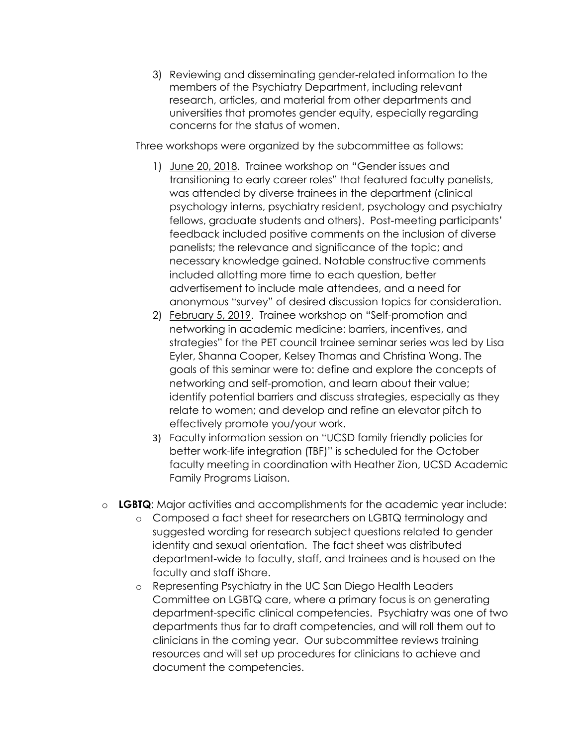3) Reviewing and disseminating gender-related information to the members of the Psychiatry Department, including relevant research, articles, and material from other departments and universities that promotes gender equity, especially regarding concerns for the status of women.

Three workshops were organized by the subcommittee as follows:

1) June 20, 2018. Trainee workshop on "Gender issues and transitioning to early career roles" that featured faculty panelists, was attended by diverse trainees in the department (clinical psychology interns, psychiatry resident, psychology and psychiatry fellows, graduate students and others). Post-meeting participants' feedback included positive comments on the inclusion of diverse panelists; the relevance and significance of the topic; and necessary knowledge gained. Notable constructive comments included allotting more time to each question, better advertisement to include male attendees, and a need for anonymous "survey" of desired discussion topics for consideration.
2) February 5, 2019. Trainee workshop on "Self-promotion and networking in academic medicine: barriers, incentives, and strategies" for the PET council trainee seminar series was led by Lisa Eyler, Shanna Cooper, Kelsey Thomas and Christina Wong. The goals of this seminar were to: define and explore the concepts of networking and self-promotion, and learn about their value; identify potential barriers and discuss strategies, especially as they relate to women; and develop and refine an elevator pitch to effectively promote you/your work.
3) Faculty information session on "UCSD family friendly policies for better work-life integration (TBF)" is scheduled for the October faculty meeting in coordination with Heather Zion, UCSD Academic Family Programs Liaison.

- **LGBTQ**: Major activities and accomplishments for the academic year include:
  - Composed a fact sheet for researchers on LGBTQ terminology and suggested wording for research subject questions related to gender identity and sexual orientation. The fact sheet was distributed department-wide to faculty, staff, and trainees and is housed on the faculty and staff iShare.
  - Representing Psychiatry in the UC San Diego Health Leaders Committee on LGBTQ care, where a primary focus is on generating department-specific clinical competencies. Psychiatry was one of two departments thus far to draft competencies, and will roll them out to clinicians in the coming year. Our subcommittee reviews training resources and will set up procedures for clinicians to achieve and document the competencies.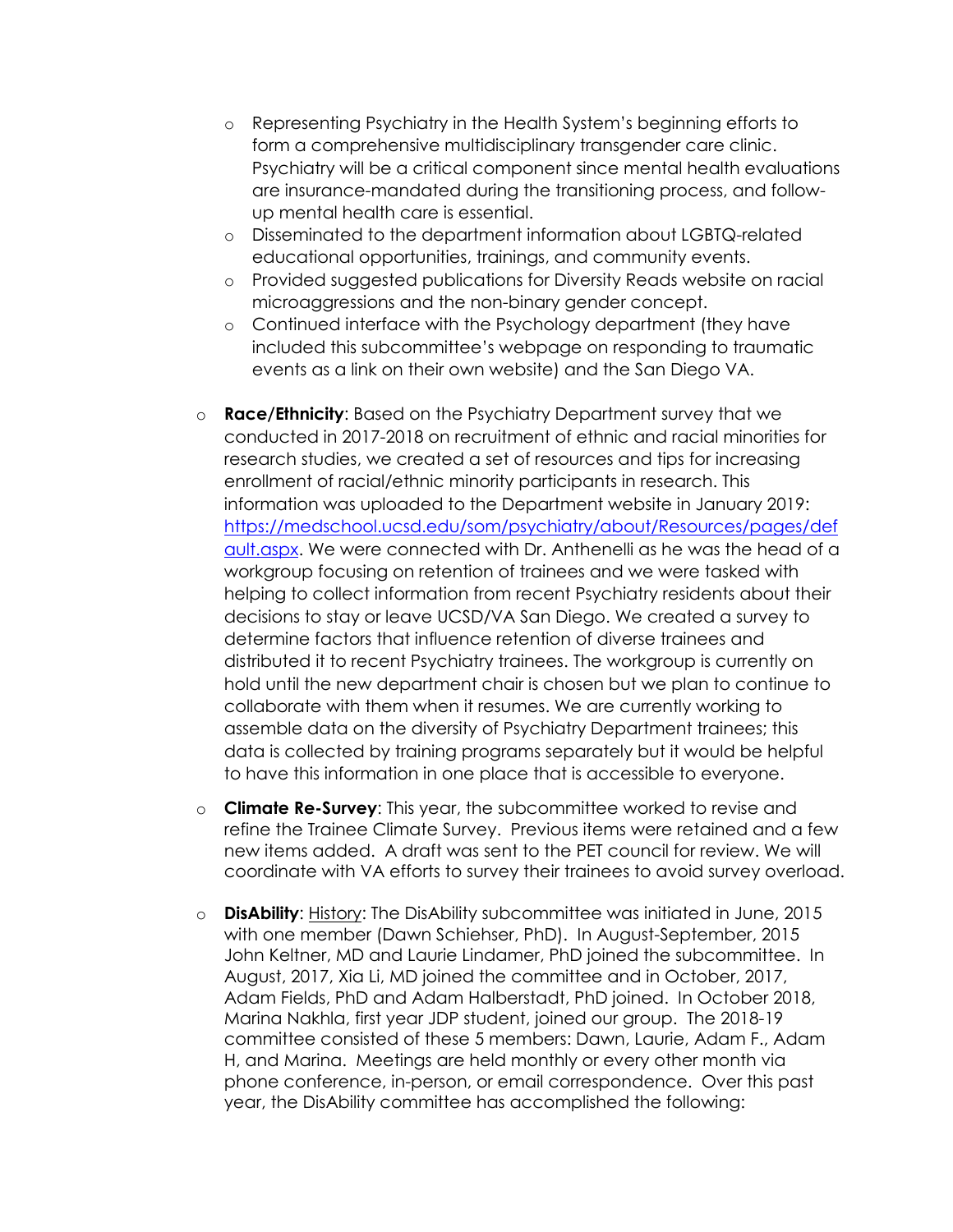- Representing Psychiatry in the Health System's beginning efforts to form a comprehensive multidisciplinary transgender care clinic. Psychiatry will be a critical component since mental health evaluations are insurance-mandated during the transitioning process, and follow-up mental health care is essential.
    - Disseminated to the department information about LGBTQ-related educational opportunities, trainings, and community events.
    - Provided suggested publications for Diversity Reads website on racial microaggressions and the non-binary gender concept.
    - Continued interface with the Psychology department (they have included this subcommittee's webpage on responding to traumatic events as a link on their own website) and the San Diego VA.

- **Race/Ethnicity**: Based on the Psychiatry Department survey that we conducted in 2017-2018 on recruitment of ethnic and racial minorities for research studies, we created a set of resources and tips for increasing enrollment of racial/ethnic minority participants in research. This information was uploaded to the Department website in January 2019: [https://medschool.ucsd.edu/som/psychiatry/about/Resources/pages/default.aspx](https://medschool.ucsd.edu/som/psychiatry/about/Resources/pages/default.aspx). We were connected with Dr. Anthenelli as he was the head of a workgroup focusing on retention of trainees and we were tasked with helping to collect information from recent Psychiatry residents about their decisions to stay or leave UCSD/VA San Diego. We created a survey to determine factors that influence retention of diverse trainees and distributed it to recent Psychiatry trainees. The workgroup is currently on hold until the new department chair is chosen but we plan to continue to collaborate with them when it resumes. We are currently working to assemble data on the diversity of Psychiatry Department trainees; this data is collected by training programs separately but it would be helpful to have this information in one place that is accessible to everyone.

- **Climate Re-Survey**: This year, the subcommittee worked to revise and refine the Trainee Climate Survey. Previous items were retained and a few new items added. A draft was sent to the PET council for review. We will coordinate with VA efforts to survey their trainees to avoid survey overload.

- **DisAbility**: History: The DisAbility subcommittee was initiated in June, 2015 with one member (Dawn Schiehser, PhD). In August-September, 2015 John Keltner, MD and Laurie Lindamer, PhD joined the subcommittee. In August, 2017, Xia Li, MD joined the committee and in October, 2017, Adam Fields, PhD and Adam Halberstadt, PhD joined. In October 2018, Marina Nakhla, first year JDP student, joined our group. The 2018-19 committee consisted of these 5 members: Dawn, Laurie, Adam F., Adam H, and Marina. Meetings are held monthly or every other month via phone conference, in-person, or email correspondence. Over this past year, the DisAbility committee has accomplished the following: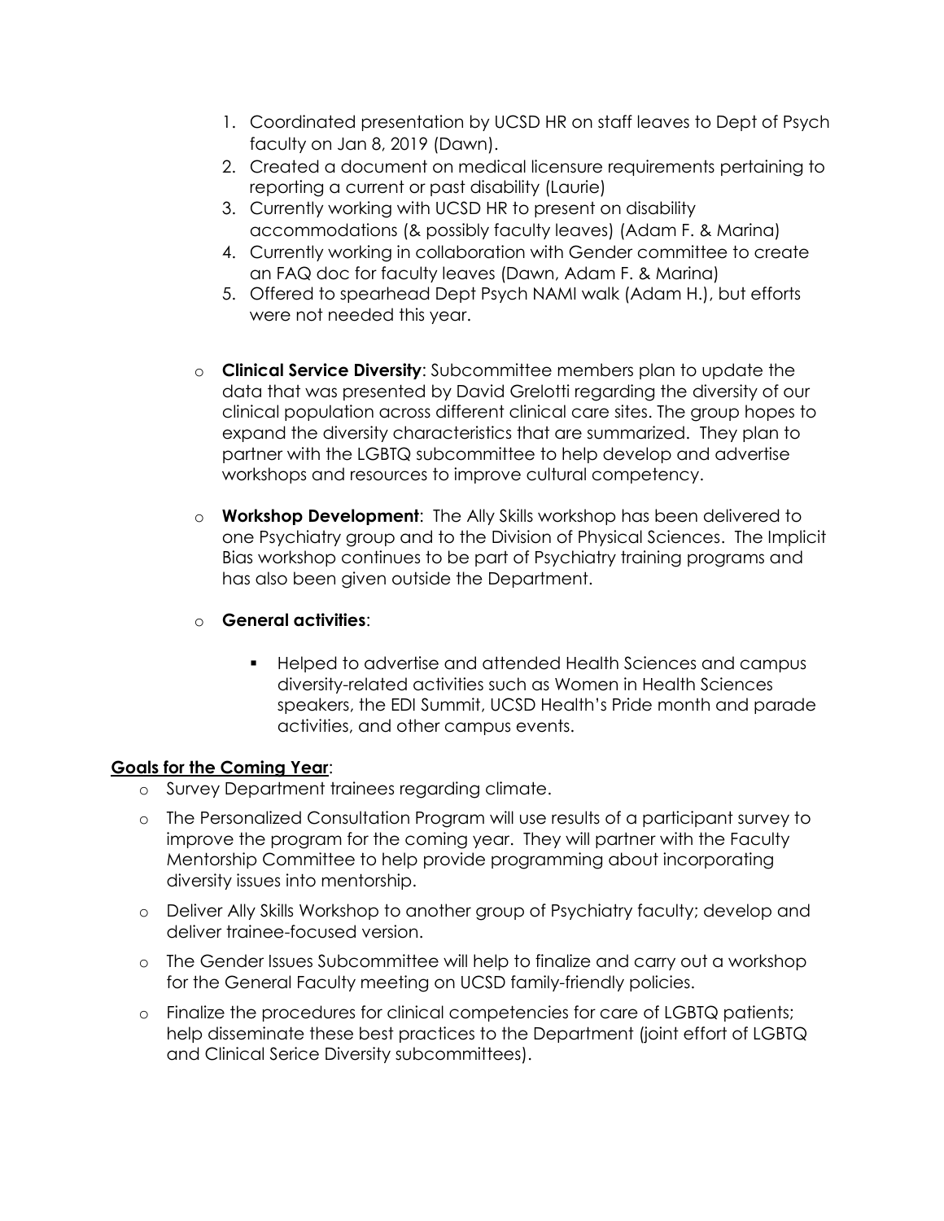1. Coordinated presentation by UCSD HR on staff leaves to Dept of Psych faculty on Jan 8, 2019 (Dawn).
2. Created a document on medical licensure requirements pertaining to reporting a current or past disability (Laurie)
3. Currently working with UCSD HR to present on disability accommodations (& possibly faculty leaves) (Adam F. & Marina)
4. Currently working in collaboration with Gender committee to create an FAQ doc for faculty leaves (Dawn, Adam F. & Marina)
5. Offered to spearhead Dept Psych NAMI walk (Adam H.), but efforts were not needed this year.

- **Clinical Service Diversity**: Subcommittee members plan to update the data that was presented by David Grelotti regarding the diversity of our clinical population across different clinical care sites. The group hopes to expand the diversity characteristics that are summarized. They plan to partner with the LGBTQ subcommittee to help develop and advertise workshops and resources to improve cultural competency.

- **Workshop Development**: The Ally Skills workshop has been delivered to one Psychiatry group and to the Division of Physical Sciences. The Implicit Bias workshop continues to be part of Psychiatry training programs and has also been given outside the Department.

- **General activities**:

  - Helped to advertise and attended Health Sciences and campus diversity-related activities such as Women in Health Sciences speakers, the EDI Summit, UCSD Health's Pride month and parade activities, and other campus events.

**Goals for the Coming Year**:

- Survey Department trainees regarding climate.
- The Personalized Consultation Program will use results of a participant survey to improve the program for the coming year. They will partner with the Faculty Mentorship Committee to help provide programming about incorporating diversity issues into mentorship.
- Deliver Ally Skills Workshop to another group of Psychiatry faculty; develop and deliver trainee-focused version.
- The Gender Issues Subcommittee will help to finalize and carry out a workshop for the General Faculty meeting on UCSD family-friendly policies.
- Finalize the procedures for clinical competencies for care of LGBTQ patients; help disseminate these best practices to the Department (joint effort of LGBTQ and Clinical Serice Diversity subcommittees).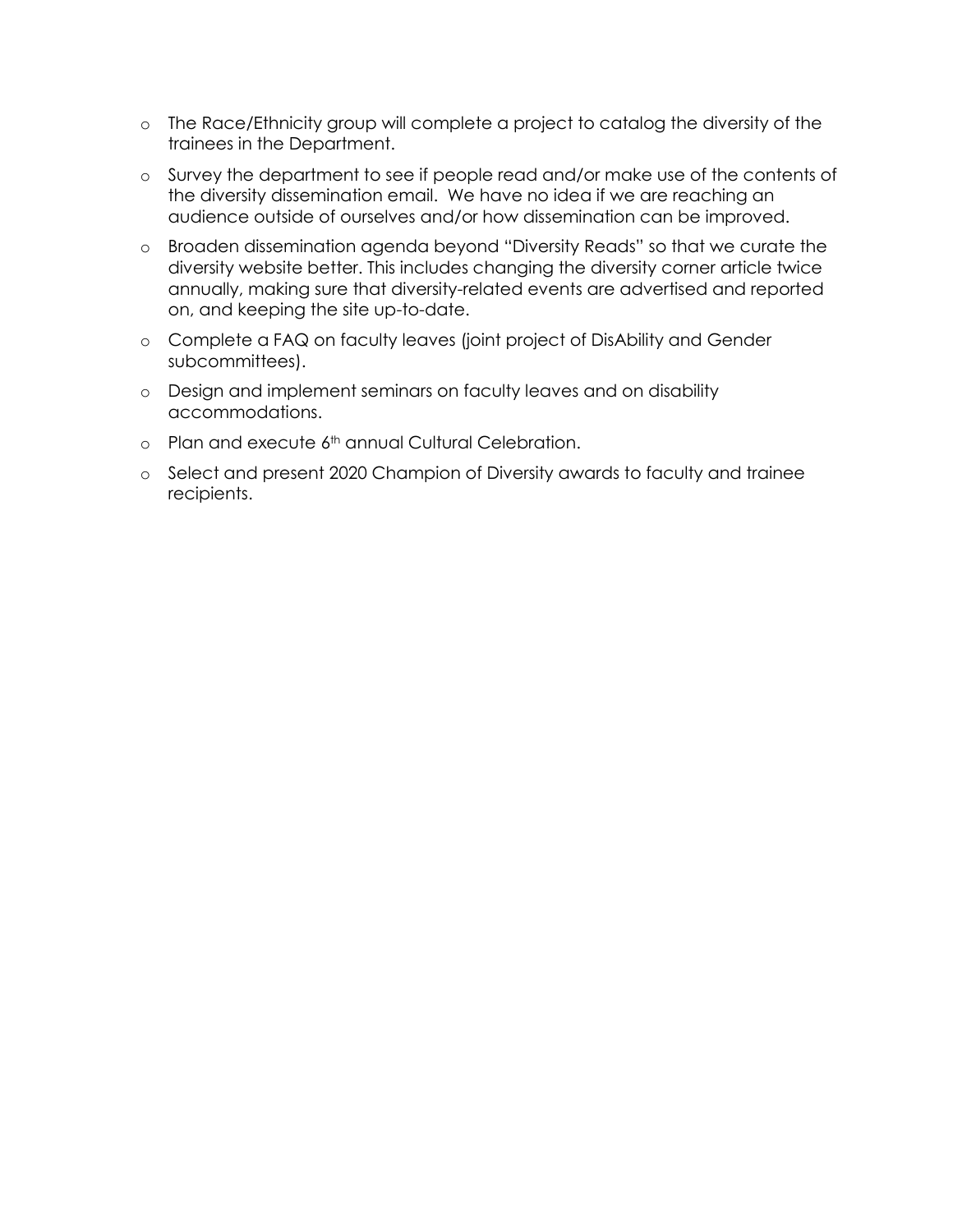- The Race/Ethnicity group will complete a project to catalog the diversity of the trainees in the Department.
- Survey the department to see if people read and/or make use of the contents of the diversity dissemination email. We have no idea if we are reaching an audience outside of ourselves and/or how dissemination can be improved.
- Broaden dissemination agenda beyond "Diversity Reads" so that we curate the diversity website better. This includes changing the diversity corner article twice annually, making sure that diversity-related events are advertised and reported on, and keeping the site up-to-date.
- Complete a FAQ on faculty leaves (joint project of DisAbility and Gender subcommittees).
- Design and implement seminars on faculty leaves and on disability accommodations.
- Plan and execute 6th annual Cultural Celebration.
- Select and present 2020 Champion of Diversity awards to faculty and trainee recipients.